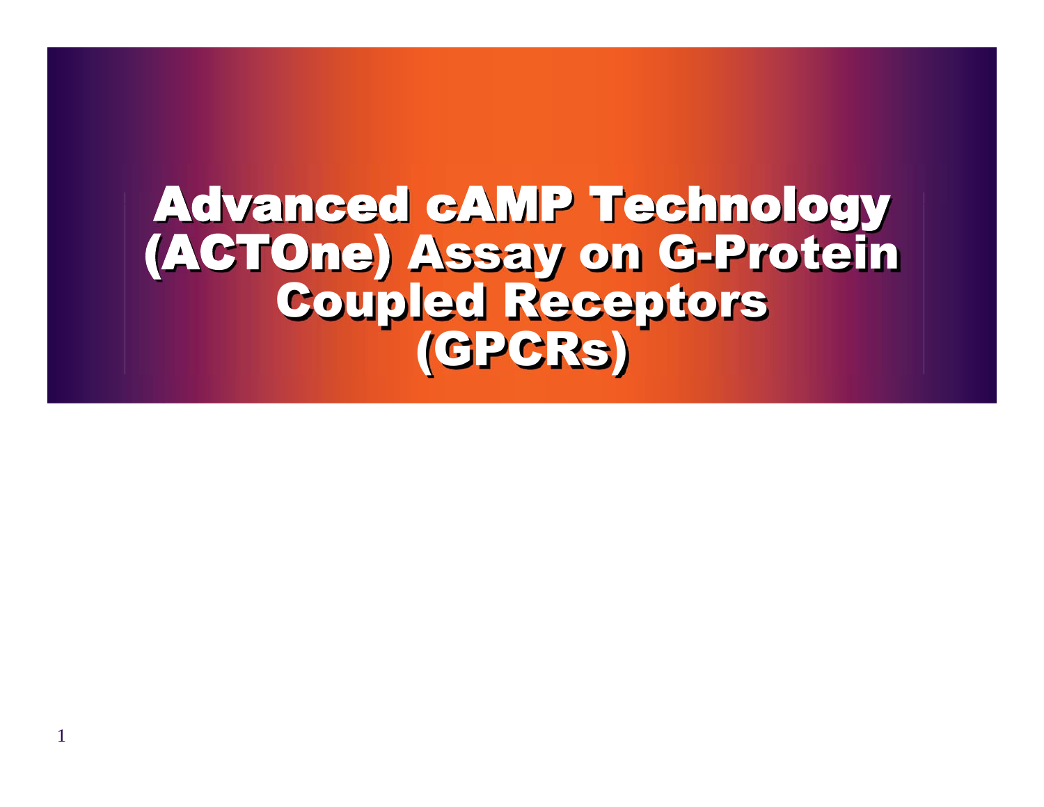# Advanced cAMP Technology (ACTOne) Assay on G-Protein Coupled Receptors (GPCRs)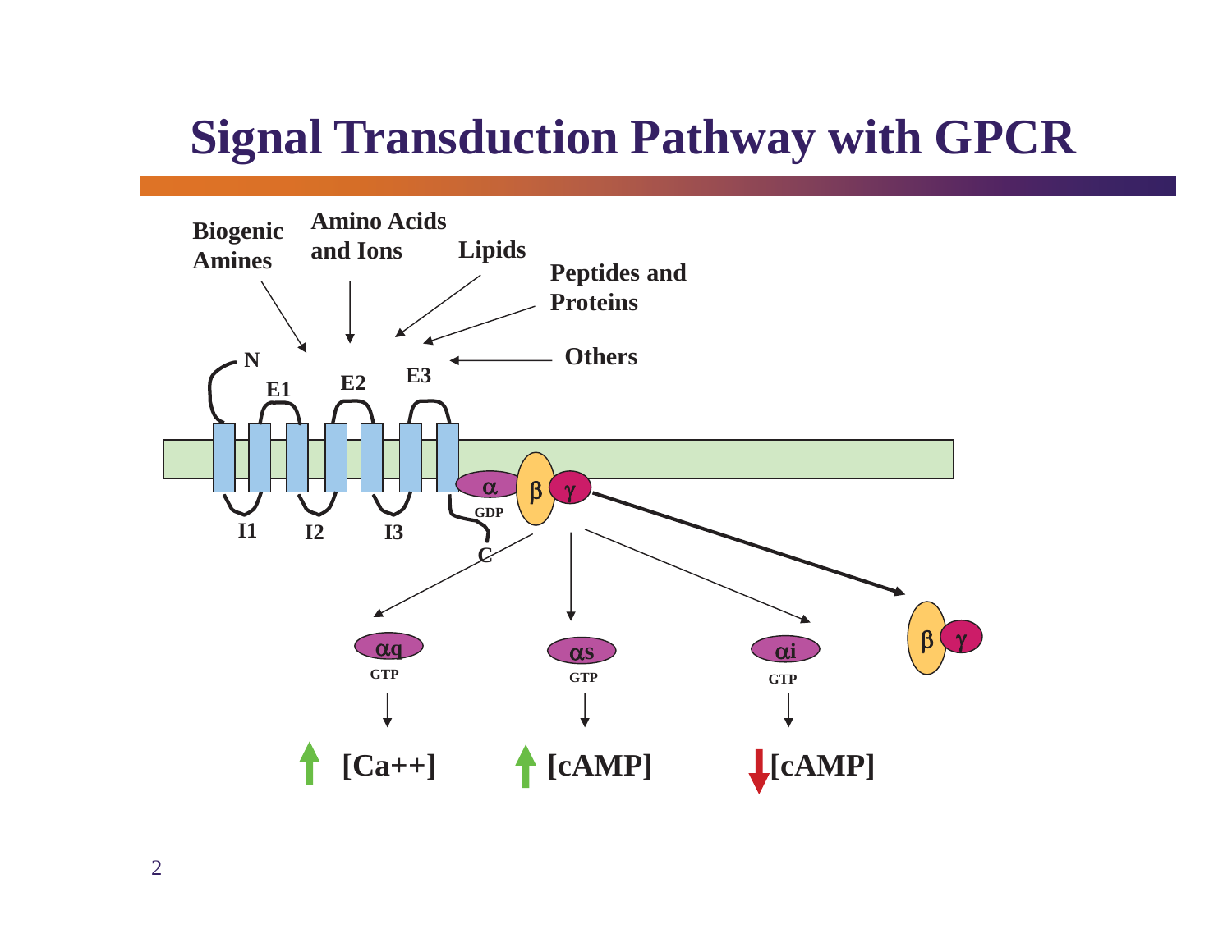# Signal Transduction Pathway with GPCR

Biogenic Amines

Amino Acids and Ions

Lipids

Peptides and Proteins

Others

N

E1 E2 E3

I1 I2 I3

C

α GDP β γ

αq GTP → ↑ [Ca++]

αs GTP → ↑ [cAMP]

αi GTP → ↓ [cAMP]

β γ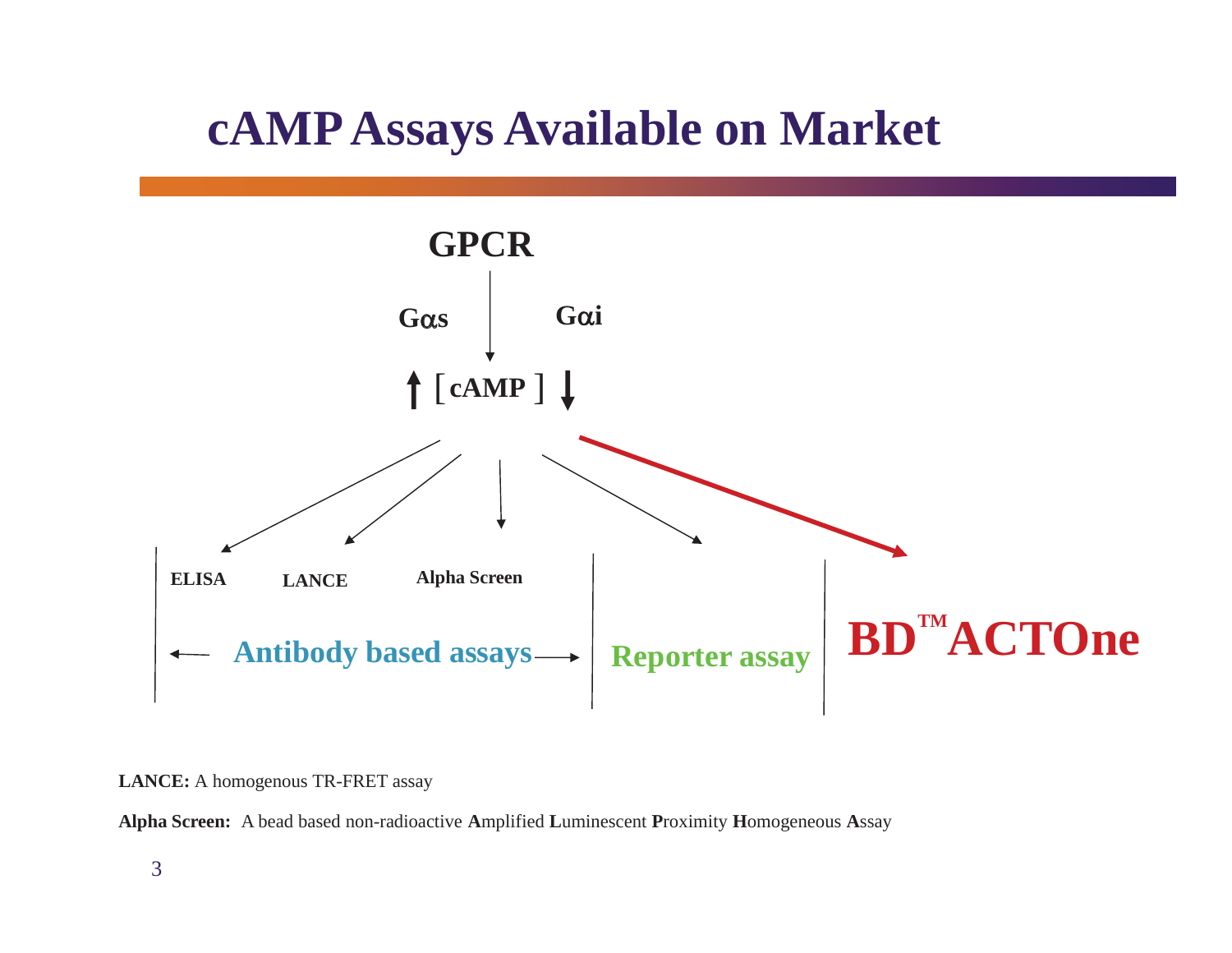# cAMP Assays Available on Market

**GPCR**

**Gαs** **Gαi**

↑ [ **cAMP** ] ↓

| ELISA | LANCE | Alpha Screen | | |
|---|---|---|---|---|
| ← **Antibody based assays** → | | | **Reporter assay** | **BD™ ACTOne** |

**LANCE:** A homogenous TR-FRET assay

**Alpha Screen:** A bead based non-radioactive **A**mplified **L**uminescent **P**roximity **H**omogeneous **A**ssay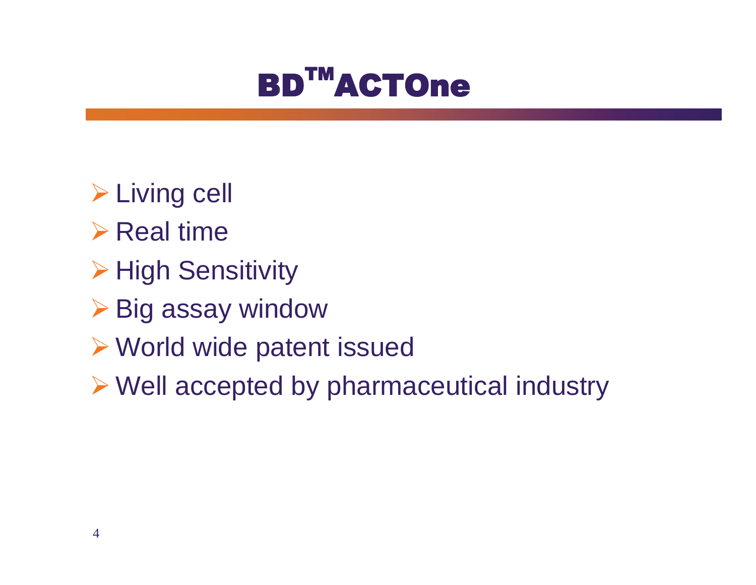# BD™ ACTOne

- Living cell
- Real time
- High Sensitivity
- Big assay window
- World wide patent issued
- Well accepted by pharmaceutical industry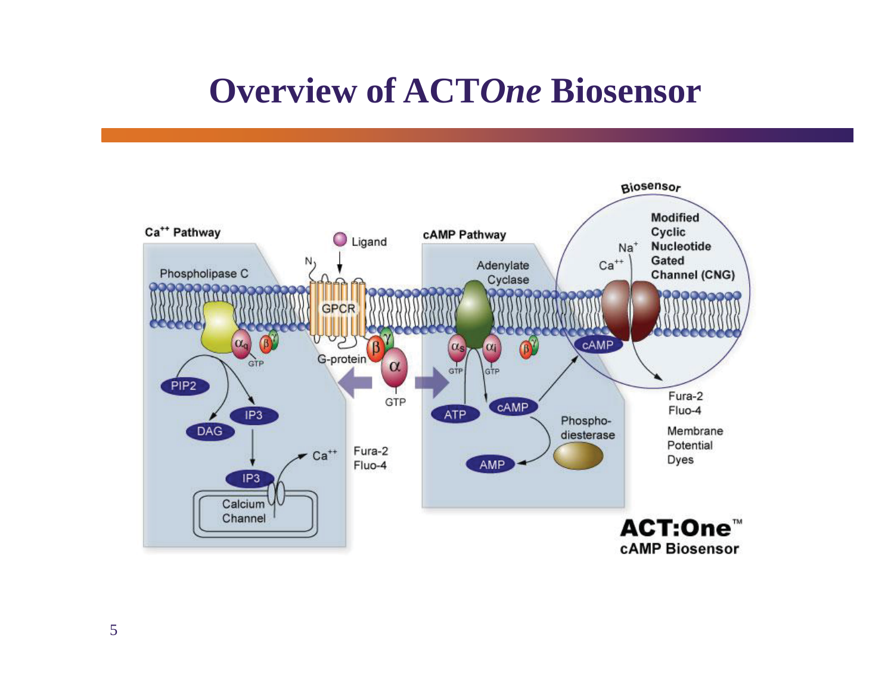# Overview of ACT*One* Biosensor

Ca$^{++}$ Pathway

Phospholipase C

$\alpha_q$ $\beta$ $\gamma$ GTP

PIP2

DAG

IP3

IP3

Calcium Channel

Ca$^{++}$

Fura-2
Fluo-4

Ligand

N

GPCR

G-protein

$\beta$ $\gamma$ $\alpha$ GTP

cAMP Pathway

Adenylate Cyclase

$\alpha_s$ GTP $\alpha_i$ GTP $\beta$ $\gamma$

ATP

cAMP

Phospho-diesterase

AMP

Biosensor

Modified Cyclic Nucleotide Gated Channel (CNG)

Na$^+$

Ca$^{++}$

cAMP

Fura-2
Fluo-4

Membrane Potential Dyes

**ACT:One™**
**cAMP Biosensor**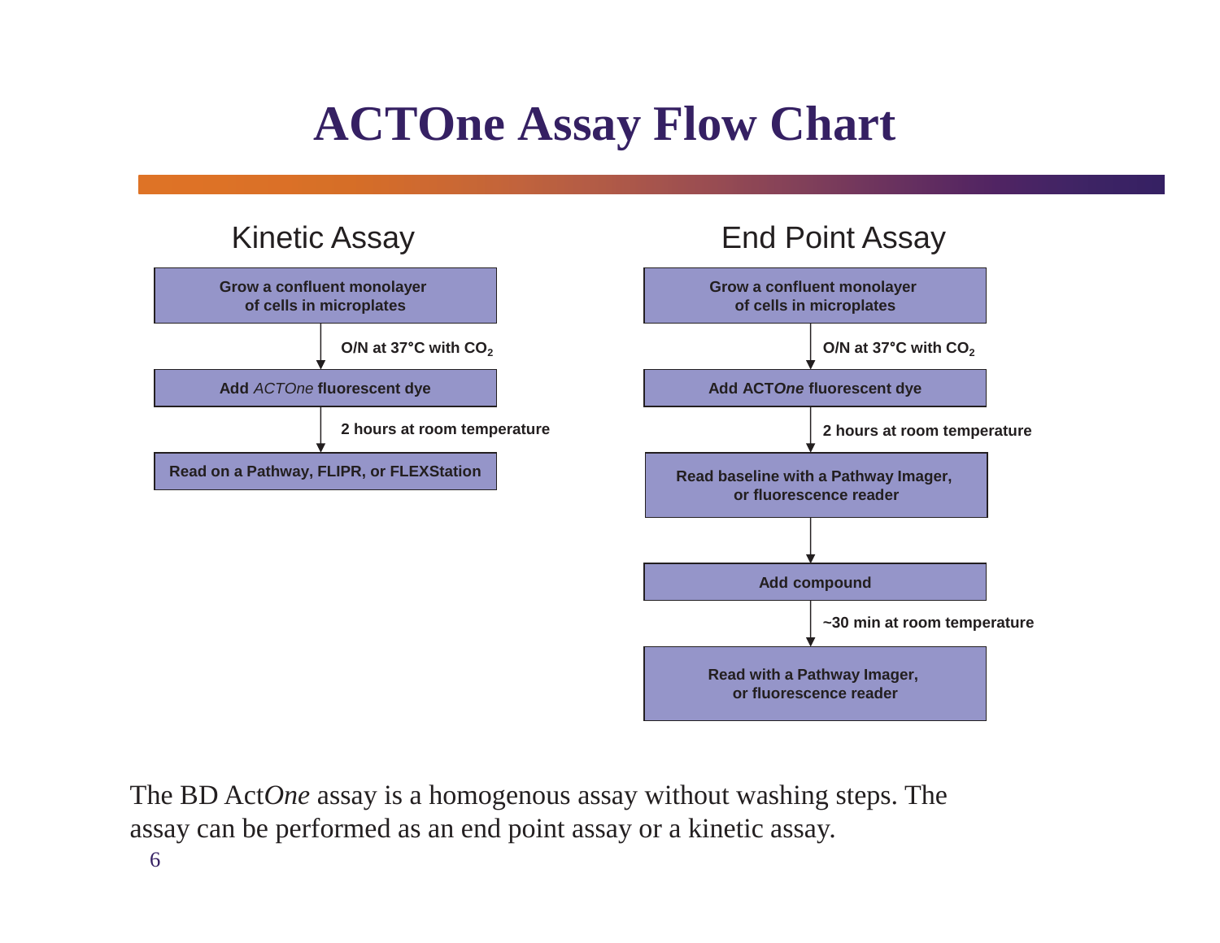# ACTOne Assay Flow Chart

## Kinetic Assay

**Grow a confluent monolayer of cells in microplates**

↓ **O/N at 37°C with $CO_2$**

**Add *ACTOne* fluorescent dye**

↓ **2 hours at room temperature**

**Read on a Pathway, FLIPR, or FLEXStation**

## End Point Assay

**Grow a confluent monolayer of cells in microplates**

↓ **O/N at 37°C with $CO_2$**

**Add ACT*One* fluorescent dye**

↓ **2 hours at room temperature**

**Read baseline with a Pathway Imager, or fluorescence reader**

↓

**Add compound**

↓ **~30 min at room temperature**

**Read with a Pathway Imager, or fluorescence reader**

The BD Act*One* assay is a homogenous assay without washing steps. The assay can be performed as an end point assay or a kinetic assay.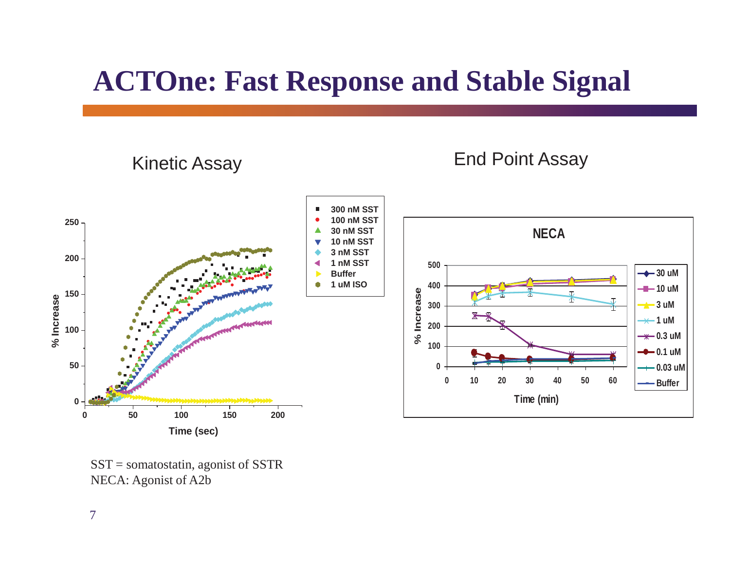# ACTOne: Fast Response and Stable Signal

Kinetic Assay

End Point Assay

SST = somatostatin, agonist of SSTR
NECA: Agonist of A2b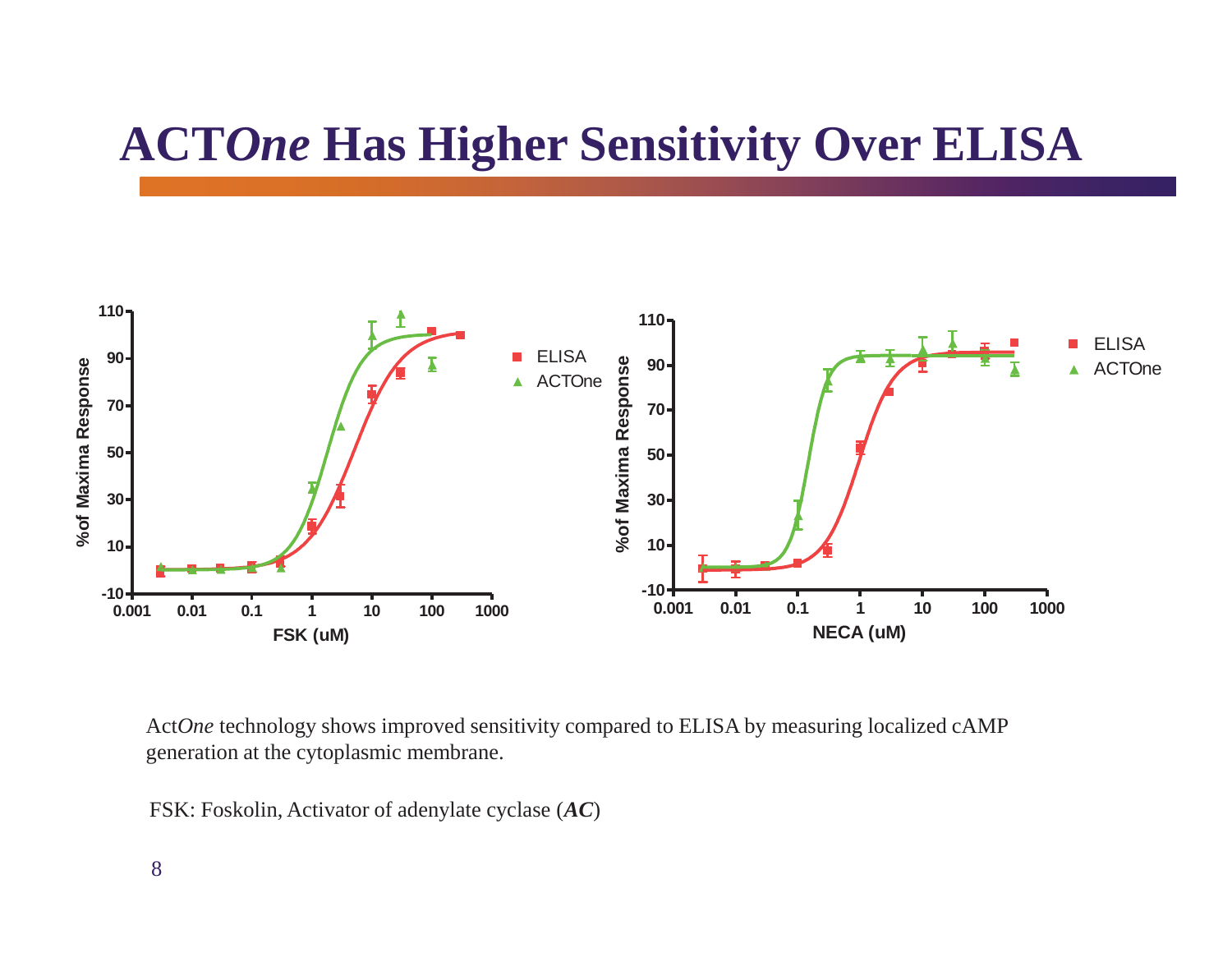# ACT*One* Has Higher Sensitivity Over ELISA

Act*One* technology shows improved sensitivity compared to ELISA by measuring localized cAMP generation at the cytoplasmic membrane.

FSK: Foskolin, Activator of adenylate cyclase (***AC***)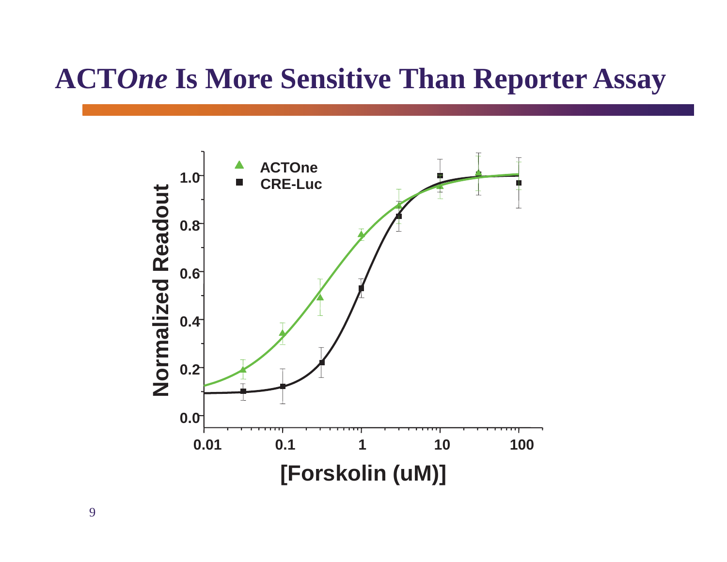# ACT*One* Is More Sensitive Than Reporter Assay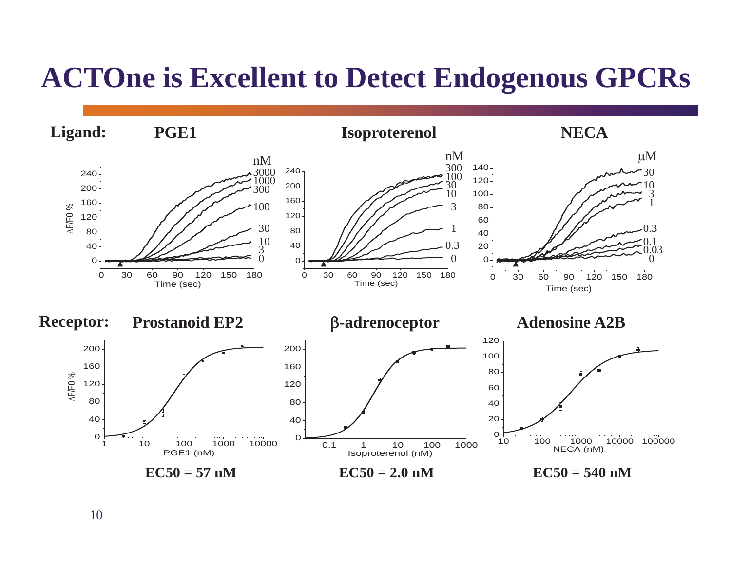# ACTOne is Excellent to Detect Endogenous GPCRs

**Ligand:** **PGE1** **Isoproterenol** **NECA**

**Receptor:** **Prostanoid EP2** **β-adrenoceptor** **Adenosine A2B**

**EC50 = 57 nM** **EC50 = 2.0 nM** **EC50 = 540 nM**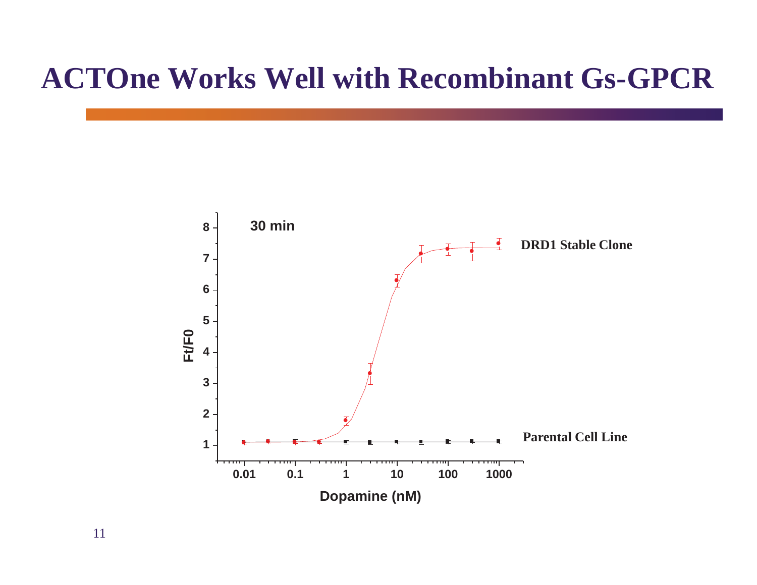# ACTOne Works Well with Recombinant Gs-GPCR

30 min

DRD1 Stable Clone

Parental Cell Line

Ft/F0

Dopamine (nM)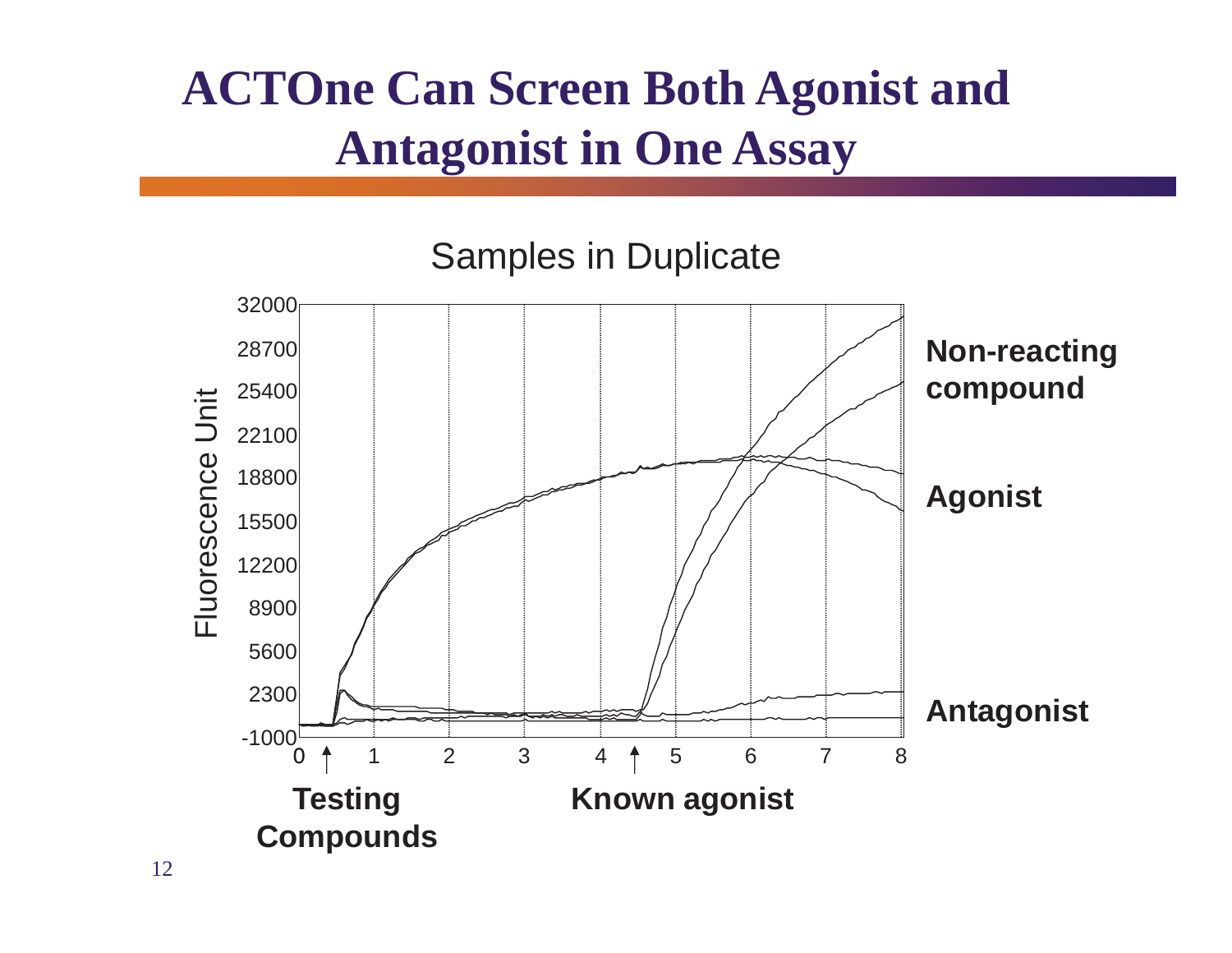# ACTOne Can Screen Both Agonist and Antagonist in One Assay

Samples in Duplicate

Fluorescence Unit

32000, 28700, 25400, 22100, 18800, 15500, 12200, 8900, 5600, 2300, -1000

0, 1, 2, 3, 4, 5, 6, 7, 8

**Non-reacting compound**

**Agonist**

**Antagonist**

**Testing Compounds**

**Known agonist**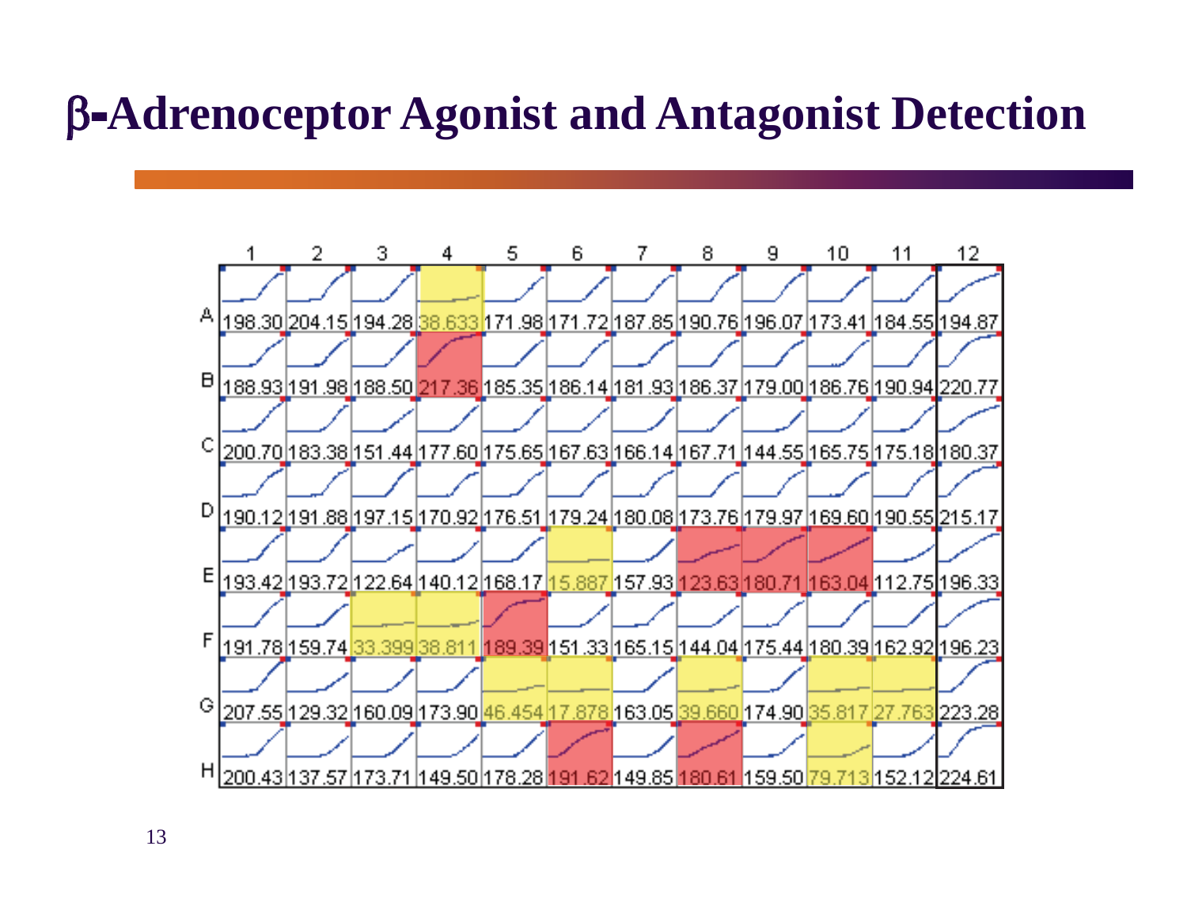# β-Adrenoceptor Agonist and Antagonist Detection

| | 1 | 2 | 3 | 4 | 5 | 6 | 7 | 8 | 9 | 10 | 11 | 12 |
|---|---|---|---|---|---|---|---|---|---|---|---|---|
| A | 198.30 | 204.15 | 194.28 | 38.633 | 171.98 | 171.72 | 187.85 | 190.76 | 196.07 | 173.41 | 184.55 | 194.87 |
| B | 188.93 | 191.98 | 188.50 | 217.36 | 185.35 | 186.14 | 181.93 | 186.37 | 179.00 | 186.76 | 190.94 | 220.77 |
| C | 200.70 | 183.38 | 151.44 | 177.60 | 175.65 | 167.63 | 166.14 | 167.71 | 144.55 | 165.75 | 175.18 | 180.37 |
| D | 190.12 | 191.88 | 197.15 | 170.92 | 176.51 | 179.24 | 180.08 | 173.76 | 179.97 | 169.60 | 190.55 | 215.17 |
| E | 193.42 | 193.72 | 122.64 | 140.12 | 168.17 | 15.887 | 157.93 | 123.63 | 180.71 | 163.04 | 112.75 | 196.33 |
| F | 191.78 | 159.74 | 33.399 | 38.811 | 189.39 | 151.33 | 165.15 | 144.04 | 175.44 | 180.39 | 162.92 | 196.23 |
| G | 207.55 | 129.32 | 160.09 | 173.90 | 46.454 | 17.878 | 163.05 | 39.660 | 174.90 | 35.817 | 27.763 | 223.28 |
| H | 200.43 | 137.57 | 173.71 | 149.50 | 178.28 | 191.62 | 149.85 | 180.61 | 159.50 | 79.713 | 152.12 | 224.61 |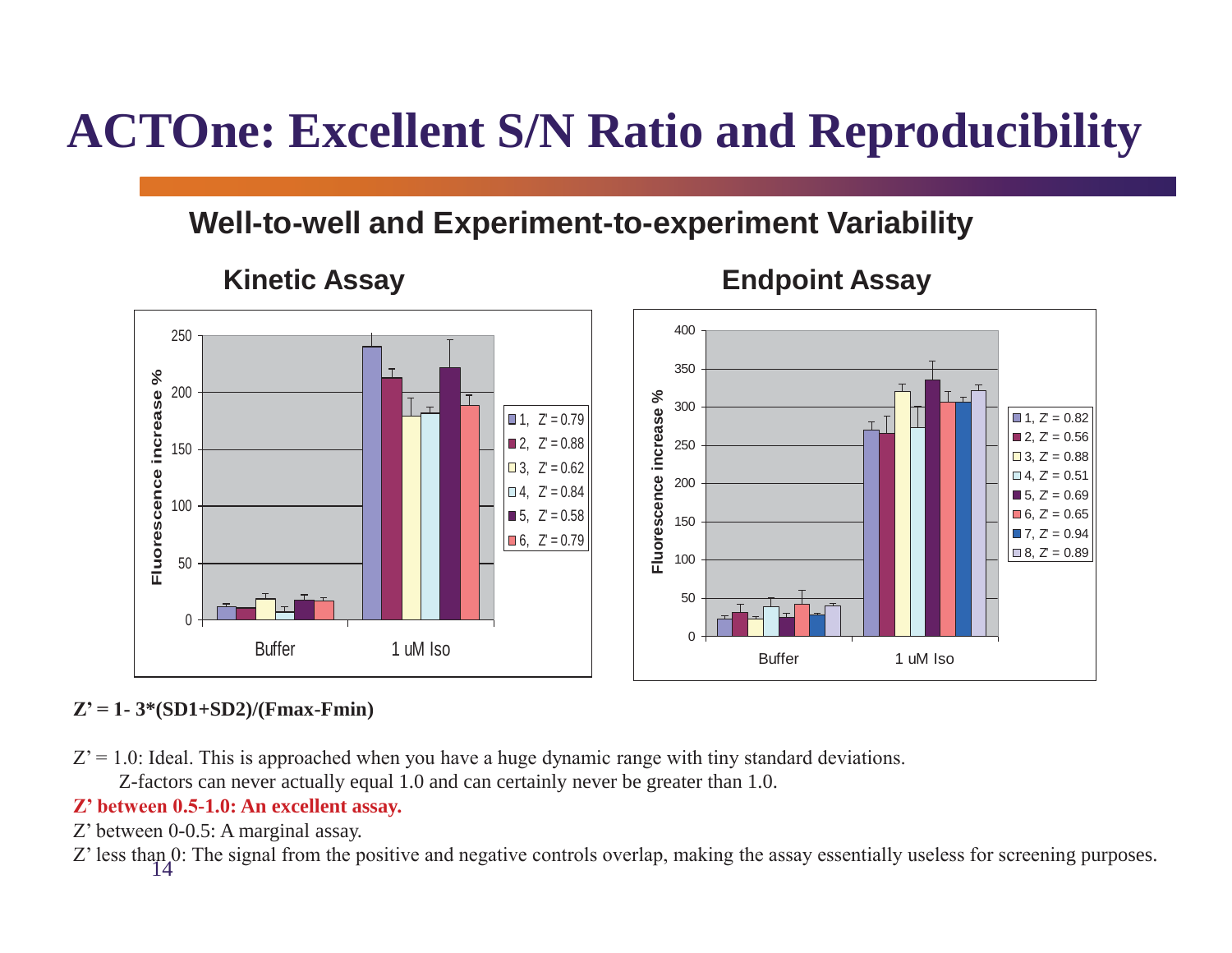# ACTOne: Excellent S/N Ratio and Reproducibility

## Well-to-well and Experiment-to-experiment Variability

### Kinetic Assay

Fluorescence increase %

Buffer | 1 uM Iso

- 1, Z' = 0.79
- 2, Z' = 0.88
- 3, Z' = 0.62
- 4, Z' = 0.84
- 5, Z' = 0.58
- 6, Z' = 0.79

### Endpoint Assay

Fluorescence increase %

Buffer | 1 uM Iso

- 1, Z' = 0.82
- 2, Z' = 0.56
- 3, Z' = 0.88
- 4, Z' = 0.51
- 5, Z' = 0.69
- 6, Z' = 0.65
- 7, Z' = 0.94
- 8, Z' = 0.89

**Z' = 1- 3*(SD1+SD2)/(Fmax-Fmin)**

Z' = 1.0: Ideal. This is approached when you have a huge dynamic range with tiny standard deviations.
Z-factors can never actually equal 1.0 and can certainly never be greater than 1.0.

**Z' between 0.5-1.0: An excellent assay.**

Z' between 0-0.5: A marginal assay.

Z' less than 0: The signal from the positive and negative controls overlap, making the assay essentially useless for screening purposes.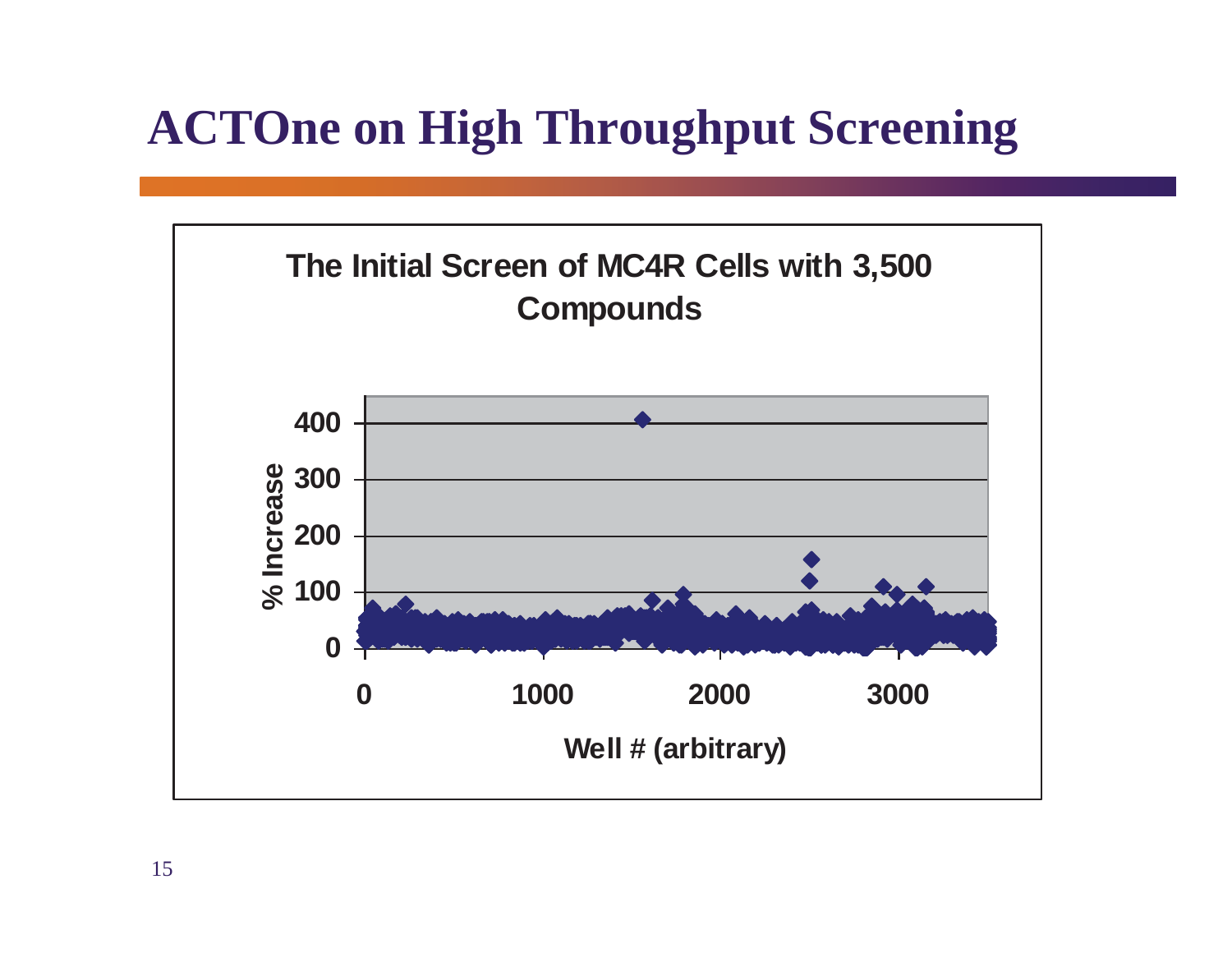# ACTOne on High Throughput Screening

**The Initial Screen of MC4R Cells with 3,500 Compounds**

% Increase

Well # (arbitrary)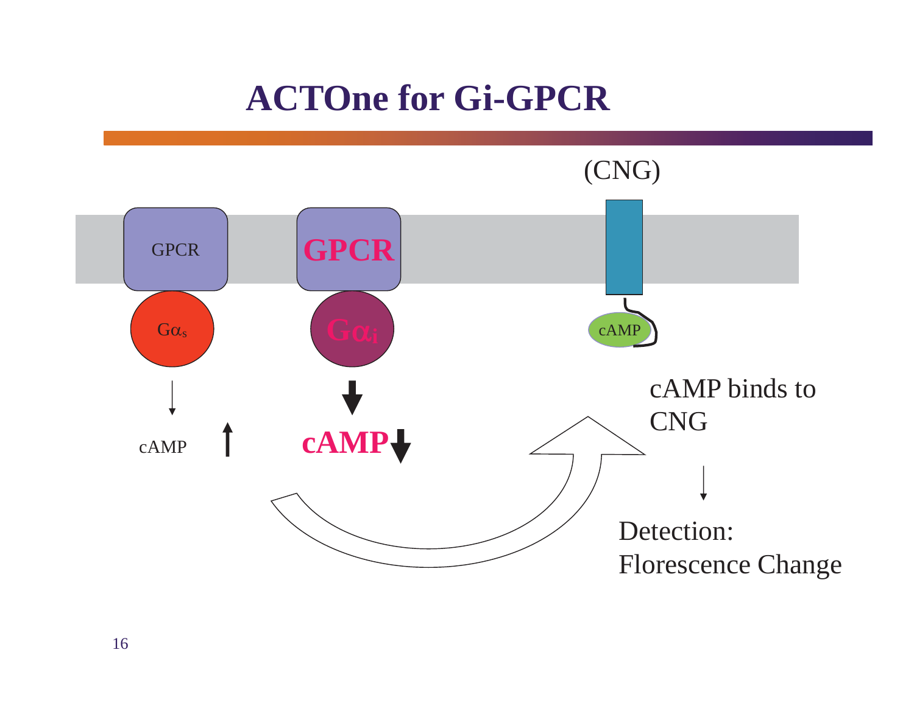# ACTOne for Gi-GPCR

(CNG)

GPCR

GPCR

$G\alpha_s$

$G\alpha_i$

cAMP

cAMP ↑

cAMP ↓

cAMP binds to CNG

Detection: Florescence Change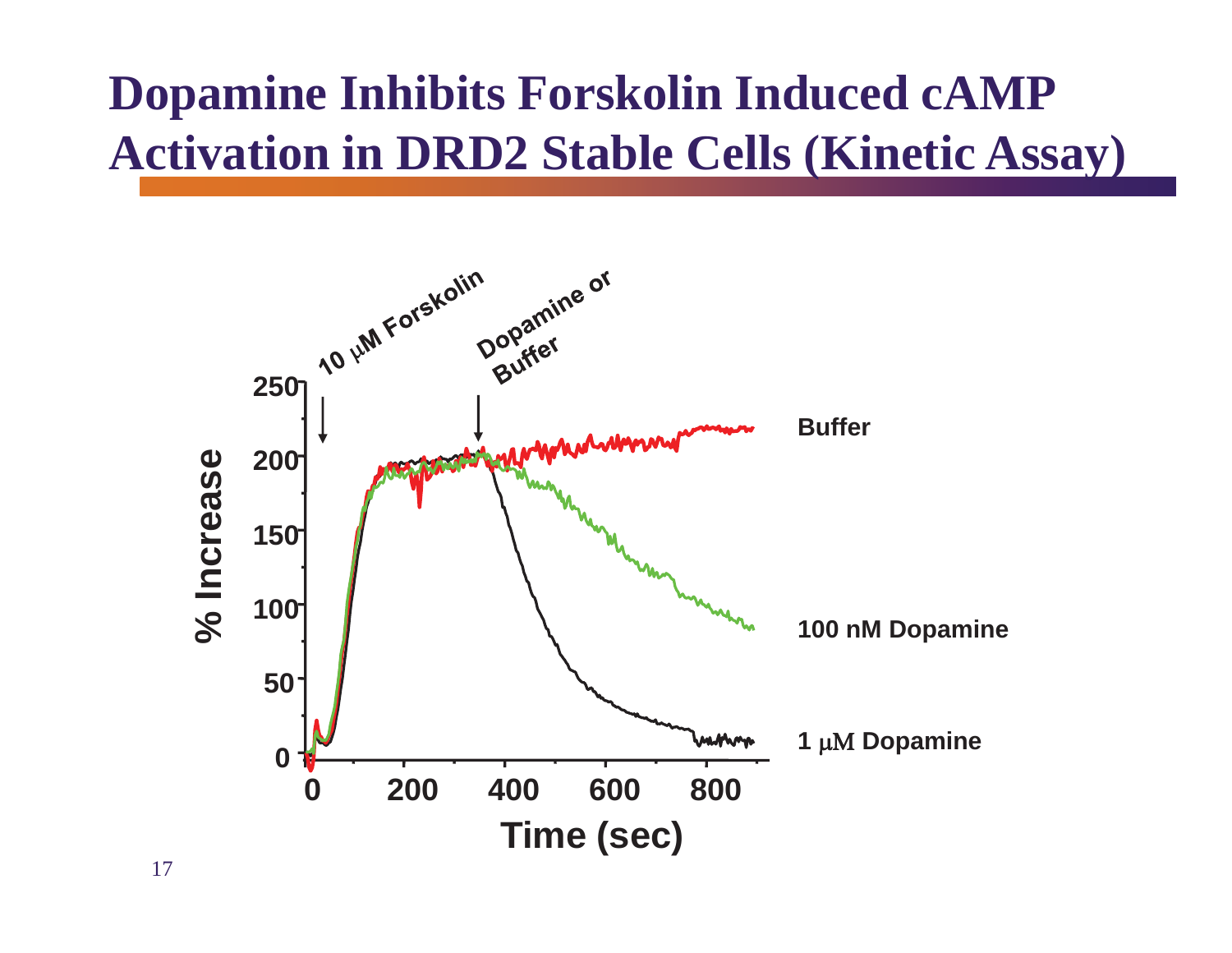# Dopamine Inhibits Forskolin Induced cAMP Activation in DRD2 Stable Cells (Kinetic Assay)

10 μM Forskolin

Dopamine or Buffer

% Increase

Time (sec)

Buffer

100 nM Dopamine

1 μM Dopamine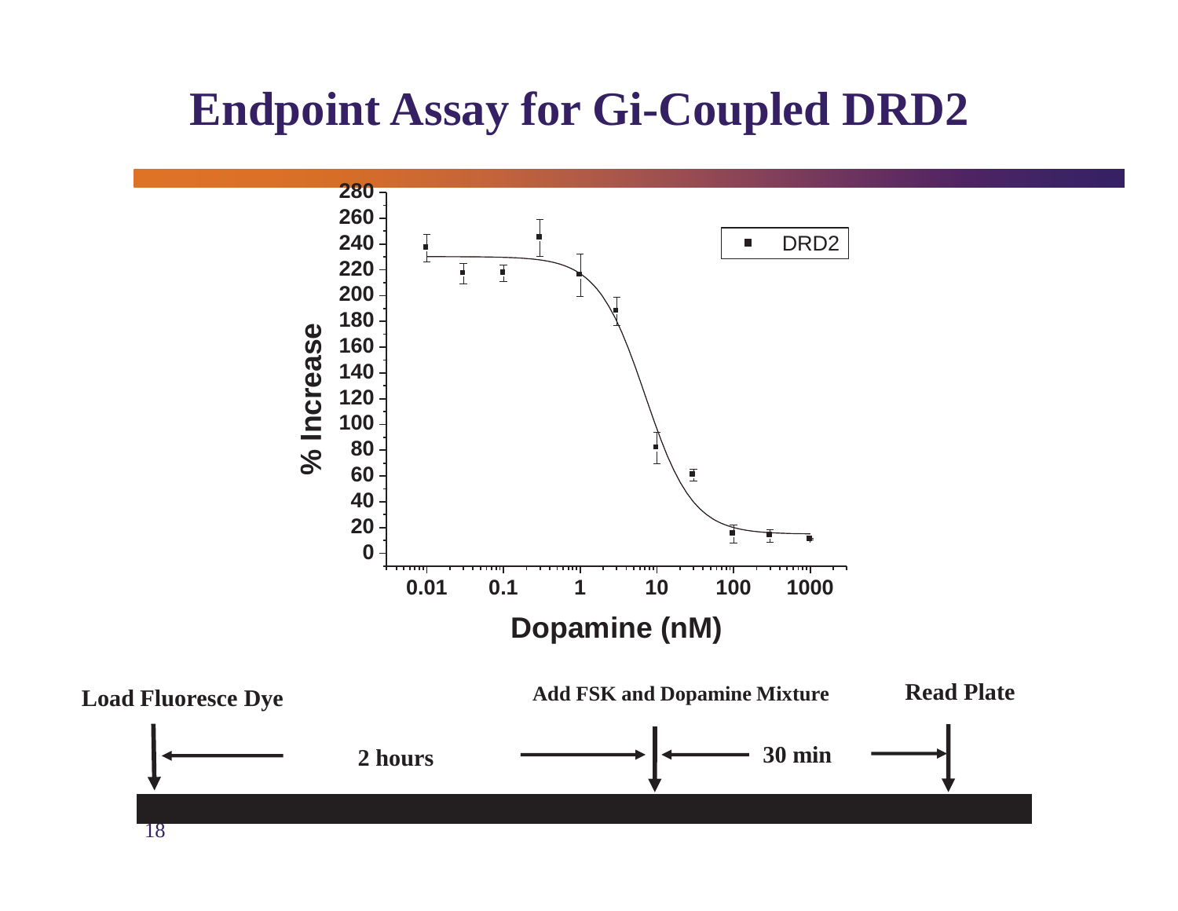# Endpoint Assay for Gi-Coupled DRD2

% Increase

Dopamine (nM)

DRD2

Load Fluoresce Dye — 2 hours — Add FSK and Dopamine Mixture — 30 min — Read Plate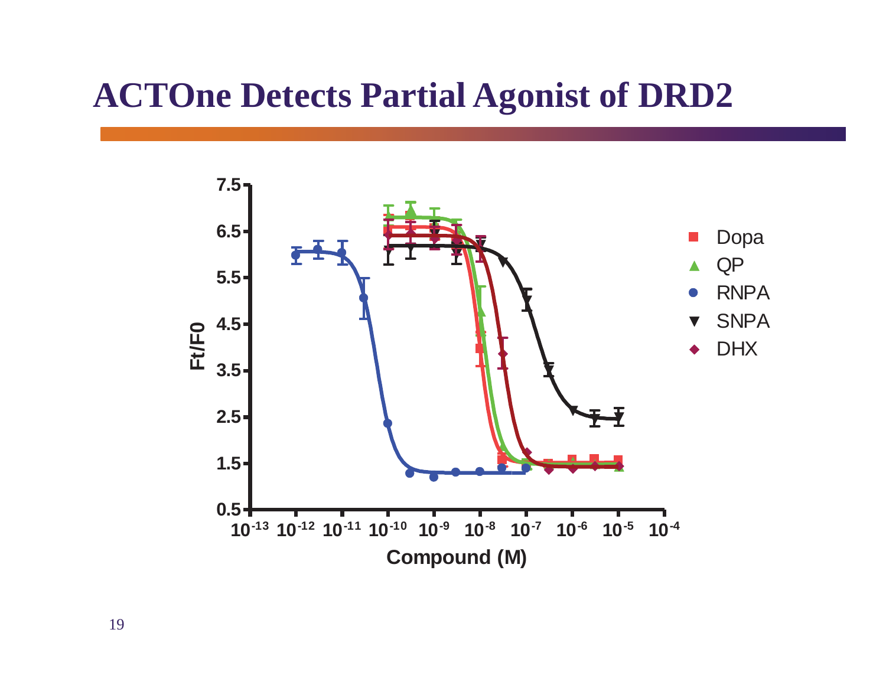# ACTOne Detects Partial Agonist of DRD2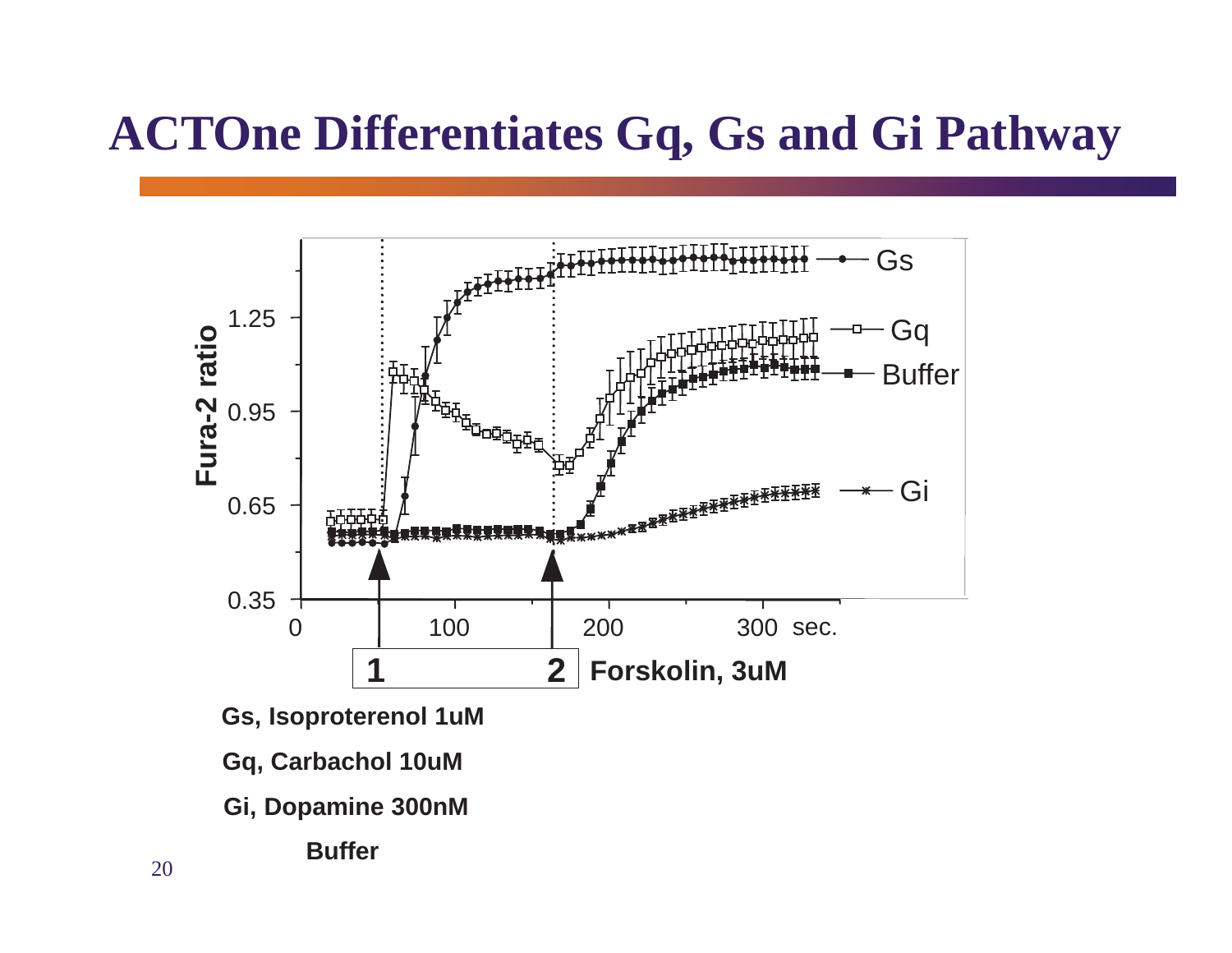# ACTOne Differentiates Gq, Gs and Gi Pathway

1 2 **Forskolin, 3uM**

**Gs, Isoproterenol 1uM**

**Gq, Carbachol 10uM**

**Gi, Dopamine 300nM**

**Buffer**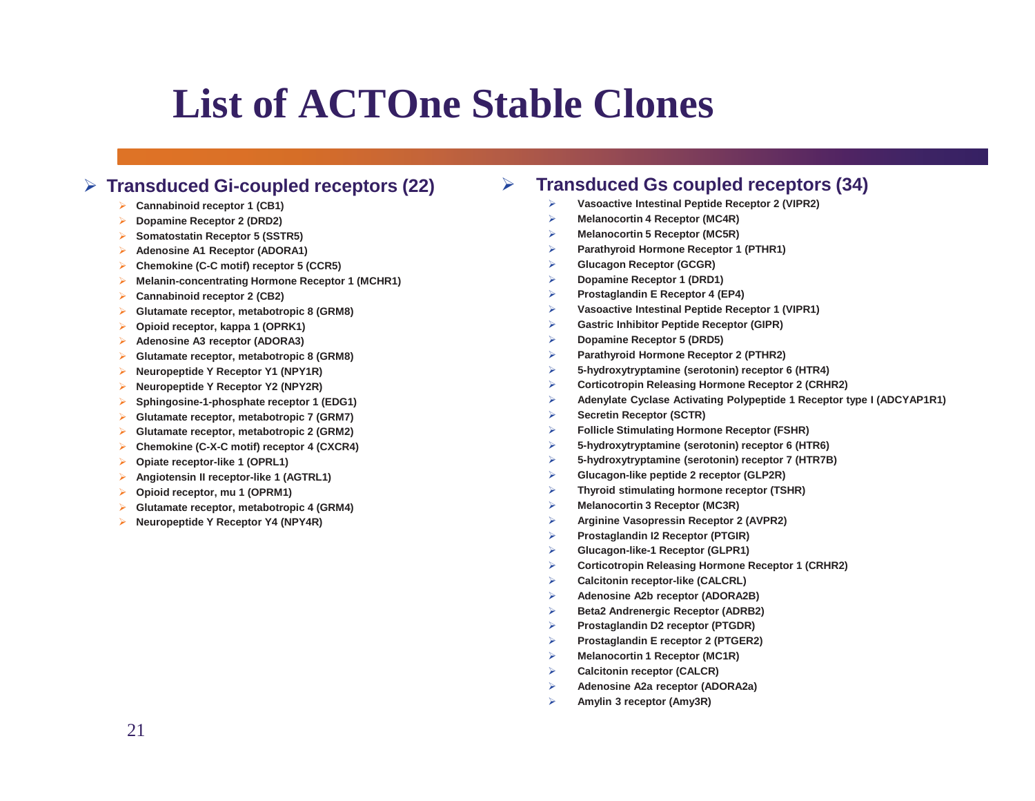# List of ACTOne Stable Clones

## Transduced Gi-coupled receptors (22)

- **Cannabinoid receptor 1 (CB1)**
- **Dopamine Receptor 2 (DRD2)**
- **Somatostatin Receptor 5 (SSTR5)**
- **Adenosine A1 Receptor (ADORA1)**
- **Chemokine (C-C motif) receptor 5 (CCR5)**
- **Melanin-concentrating Hormone Receptor 1 (MCHR1)**
- **Cannabinoid receptor 2 (CB2)**
- **Glutamate receptor, metabotropic 8 (GRM8)**
- **Opioid receptor, kappa 1 (OPRK1)**
- **Adenosine A3 receptor (ADORA3)**
- **Glutamate receptor, metabotropic 8 (GRM8)**
- **Neuropeptide Y Receptor Y1 (NPY1R)**
- **Neuropeptide Y Receptor Y2 (NPY2R)**
- **Sphingosine-1-phosphate receptor 1 (EDG1)**
- **Glutamate receptor, metabotropic 7 (GRM7)**
- **Glutamate receptor, metabotropic 2 (GRM2)**
- **Chemokine (C-X-C motif) receptor 4 (CXCR4)**
- **Opiate receptor-like 1 (OPRL1)**
- **Angiotensin II receptor-like 1 (AGTRL1)**
- **Opioid receptor, mu 1 (OPRM1)**
- **Glutamate receptor, metabotropic 4 (GRM4)**
- **Neuropeptide Y Receptor Y4 (NPY4R)**

## Transduced Gs coupled receptors (34)

- **Vasoactive Intestinal Peptide Receptor 2 (VIPR2)**
- **Melanocortin 4 Receptor (MC4R)**
- **Melanocortin 5 Receptor (MC5R)**
- **Parathyroid Hormone Receptor 1 (PTHR1)**
- **Glucagon Receptor (GCGR)**
- **Dopamine Receptor 1 (DRD1)**
- **Prostaglandin E Receptor 4 (EP4)**
- **Vasoactive Intestinal Peptide Receptor 1 (VIPR1)**
- **Gastric Inhibitor Peptide Receptor (GIPR)**
- **Dopamine Receptor 5 (DRD5)**
- **Parathyroid Hormone Receptor 2 (PTHR2)**
- **5-hydroxytryptamine (serotonin) receptor 6 (HTR4)**
- **Corticotropin Releasing Hormone Receptor 2 (CRHR2)**
- **Adenylate Cyclase Activating Polypeptide 1 Receptor type I (ADCYAP1R1)**
- **Secretin Receptor (SCTR)**
- **Follicle Stimulating Hormone Receptor (FSHR)**
- **5-hydroxytryptamine (serotonin) receptor 6 (HTR6)**
- **5-hydroxytryptamine (serotonin) receptor 7 (HTR7B)**
- **Glucagon-like peptide 2 receptor (GLP2R)**
- **Thyroid stimulating hormone receptor (TSHR)**
- **Melanocortin 3 Receptor (MC3R)**
- **Arginine Vasopressin Receptor 2 (AVPR2)**
- **Prostaglandin I2 Receptor (PTGIR)**
- **Glucagon-like-1 Receptor (GLPR1)**
- **Corticotropin Releasing Hormone Receptor 1 (CRHR2)**
- **Calcitonin receptor-like (CALCRL)**
- **Adenosine A2b receptor (ADORA2B)**
- **Beta2 Andrenergic Receptor (ADRB2)**
- **Prostaglandin D2 receptor (PTGDR)**
- **Prostaglandin E receptor 2 (PTGER2)**
- **Melanocortin 1 Receptor (MC1R)**
- **Calcitonin receptor (CALCR)**
- **Adenosine A2a receptor (ADORA2a)**
- **Amylin 3 receptor (Amy3R)**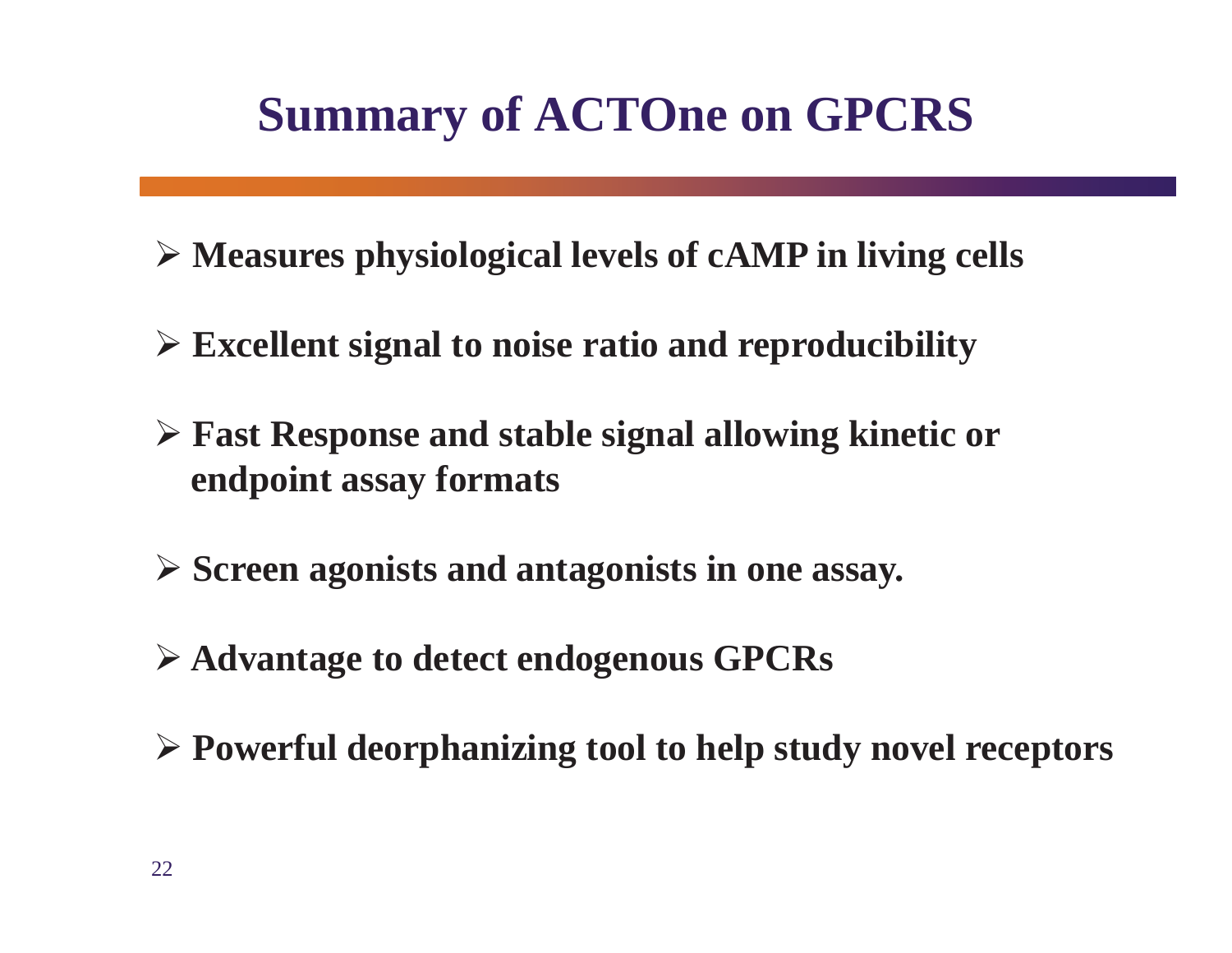# Summary of ACTOne on GPCRS

- **Measures physiological levels of cAMP in living cells**
- **Excellent signal to noise ratio and reproducibility**
- **Fast Response and stable signal allowing kinetic or endpoint assay formats**
- **Screen agonists and antagonists in one assay.**
- **Advantage to detect endogenous GPCRs**
- **Powerful deorphanizing tool to help study novel receptors**